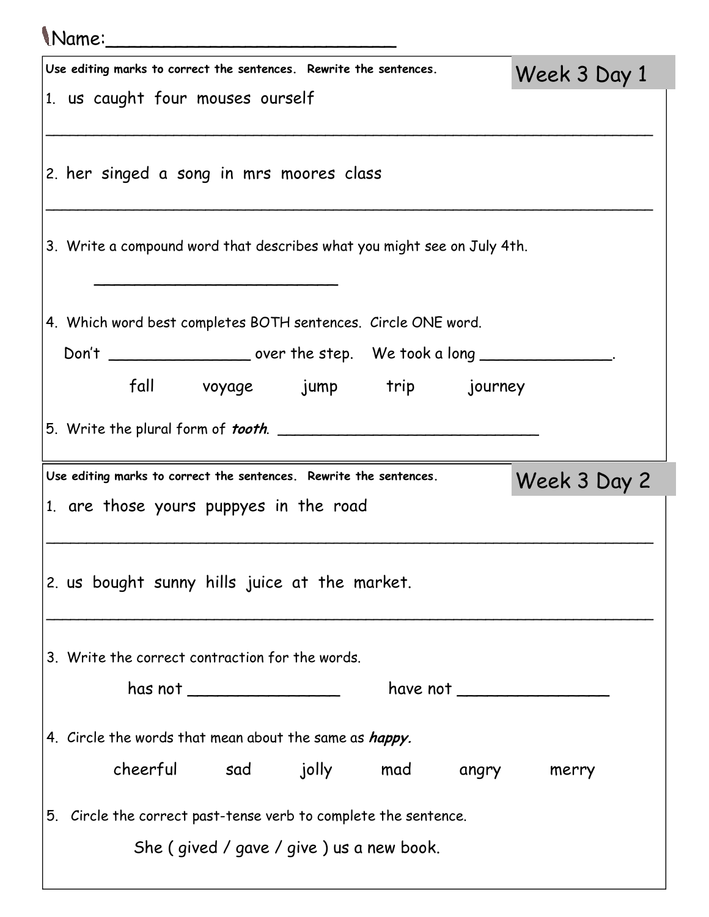Name:_________________________

## Week 3 Day 1

**Use editing marks to correct the sentences. Rewrite the sentences.**

1. us caught four mouses ourself

_______________________________________________________________

2. her singed a song in mrs moores class

_______________________________________________________________

3. Write a compound word that describes what you might see on July 4th.

_________________________

4. Which word best completes BOTH sentences. Circle ONE word.

Don't _______________ over the step. We took a long ______________.

fall voyage jump trip journey

5. Write the plural form of ***tooth***. ___________________________

## Week 3 Day 2

**Use editing marks to correct the sentences. Rewrite the sentences.**

1. are those yours puppyes in the road

_______________________________________________________________

2. us bought sunny hills juice at the market.

_______________________________________________________________

3. Write the correct contraction for the words.

has not _______________ have not _______________

4. Circle the words that mean about the same as ***happy.***

cheerful sad jolly mad angry merry

5. Circle the correct past-tense verb to complete the sentence.

She ( gived / gave / give ) us a new book.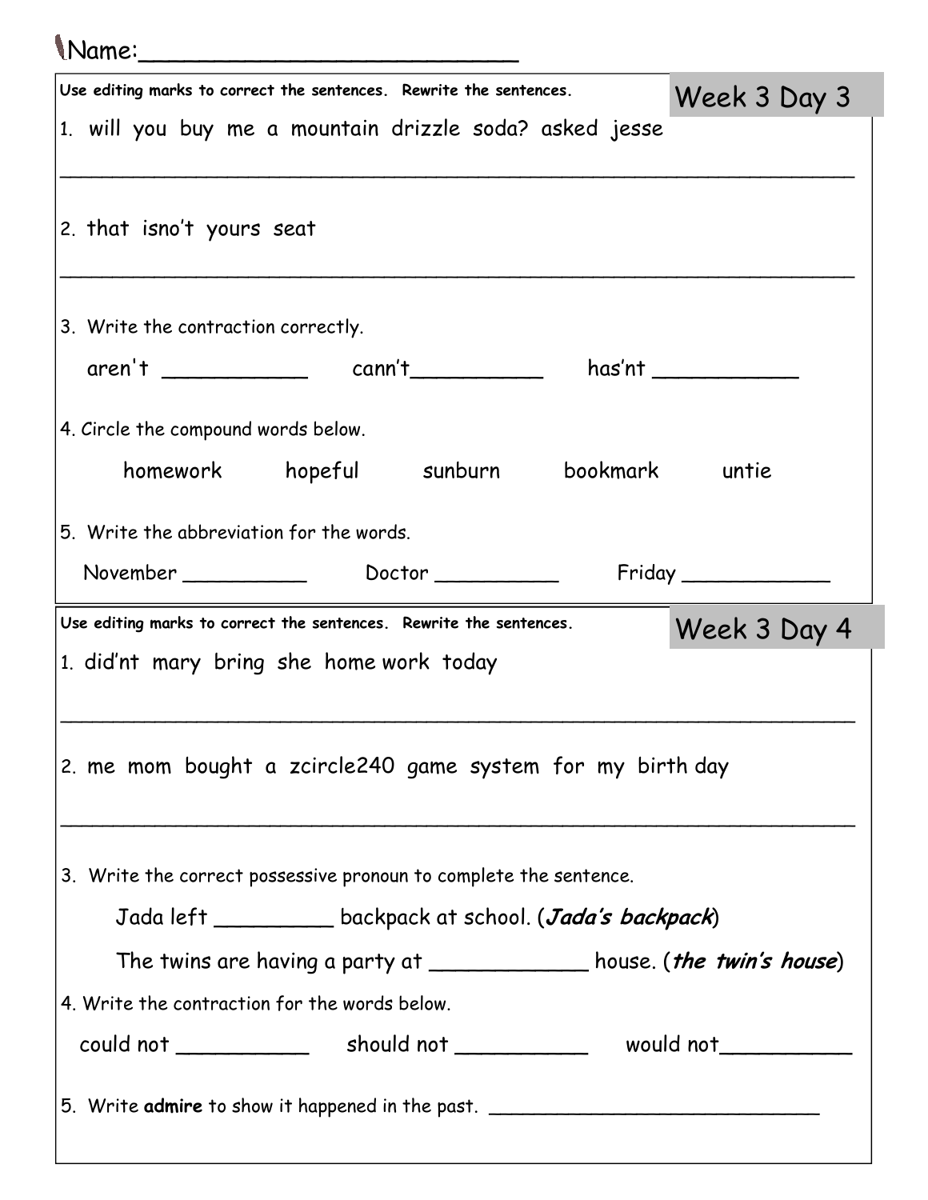Name:\_\_\_\_\_\_\_\_\_\_\_\_\_\_\_\_\_\_\_\_\_\_\_\_\_\_

## Week 3 Day 3

**Use editing marks to correct the sentences. Rewrite the sentences.**

1. will you buy me a mountain drizzle soda? asked jesse

\_\_\_\_\_\_\_\_\_\_\_\_\_\_\_\_\_\_\_\_\_\_\_\_\_\_\_\_\_\_\_\_\_\_\_\_\_\_\_\_\_\_\_\_\_\_\_\_\_\_\_\_\_\_\_\_\_\_\_\_

2. that isno't yours seat

\_\_\_\_\_\_\_\_\_\_\_\_\_\_\_\_\_\_\_\_\_\_\_\_\_\_\_\_\_\_\_\_\_\_\_\_\_\_\_\_\_\_\_\_\_\_\_\_\_\_\_\_\_\_\_\_\_\_\_\_

3. Write the contraction correctly.

   aren't \_\_\_\_\_\_\_\_\_\_\_ cann't\_\_\_\_\_\_\_\_\_\_\_ has'nt \_\_\_\_\_\_\_\_\_\_\_

4. Circle the compound words below.

   homework hopeful sunburn bookmark untie

5. Write the abbreviation for the words.

   November \_\_\_\_\_\_\_\_\_\_ Doctor \_\_\_\_\_\_\_\_\_\_ Friday \_\_\_\_\_\_\_\_\_\_\_\_

## Week 3 Day 4

**Use editing marks to correct the sentences. Rewrite the sentences.**

1. did'nt mary bring she home work today

\_\_\_\_\_\_\_\_\_\_\_\_\_\_\_\_\_\_\_\_\_\_\_\_\_\_\_\_\_\_\_\_\_\_\_\_\_\_\_\_\_\_\_\_\_\_\_\_\_\_\_\_\_\_\_\_\_\_\_\_

2. me mom bought a zcircle240 game system for my birth day

\_\_\_\_\_\_\_\_\_\_\_\_\_\_\_\_\_\_\_\_\_\_\_\_\_\_\_\_\_\_\_\_\_\_\_\_\_\_\_\_\_\_\_\_\_\_\_\_\_\_\_\_\_\_\_\_\_\_\_\_

3. Write the correct possessive pronoun to complete the sentence.

   Jada left \_\_\_\_\_\_\_\_\_ backpack at school. (***Jada's backpack***)

   The twins are having a party at \_\_\_\_\_\_\_\_\_\_\_\_ house. (***the twin's house***)

4. Write the contraction for the words below.

   could not \_\_\_\_\_\_\_\_\_\_ should not \_\_\_\_\_\_\_\_\_\_ would not\_\_\_\_\_\_\_\_\_\_

5. Write **admire** to show it happened in the past. \_\_\_\_\_\_\_\_\_\_\_\_\_\_\_\_\_\_\_\_\_\_\_\_\_\_\_\_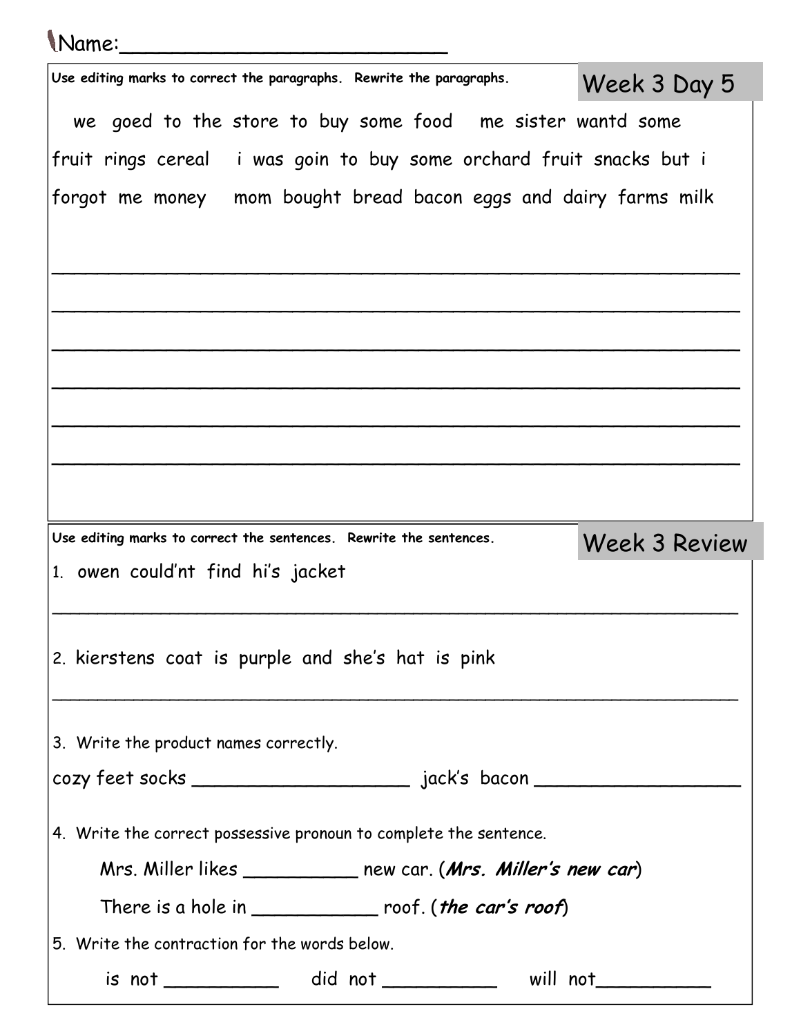Name:___________________________

**Use editing marks to correct the paragraphs. Rewrite the paragraphs.**

## Week 3 Day 5

we goed to the store to buy some food me sister wantd some fruit rings cereal i was goin to buy some orchard fruit snacks but i forgot me money mom bought bread bacon eggs and dairy farms milk

_______________________________________________________________

_______________________________________________________________

_______________________________________________________________

_______________________________________________________________

_______________________________________________________________

_______________________________________________________________

**Use editing marks to correct the sentences. Rewrite the sentences.**

## Week 3 Review

1. owen could'nt find hi's jacket

_______________________________________________________________

2. kierstens coat is purple and she's hat is pink

_______________________________________________________________

3. Write the product names correctly.

cozy feet socks ____________________ jack's bacon ____________________

4. Write the correct possessive pronoun to complete the sentence.

Mrs. Miller likes __________ new car. (***Mrs. Miller's new car***)

There is a hole in ___________ roof. (***the car's roof***)

5. Write the contraction for the words below.

is not __________ did not __________ will not__________